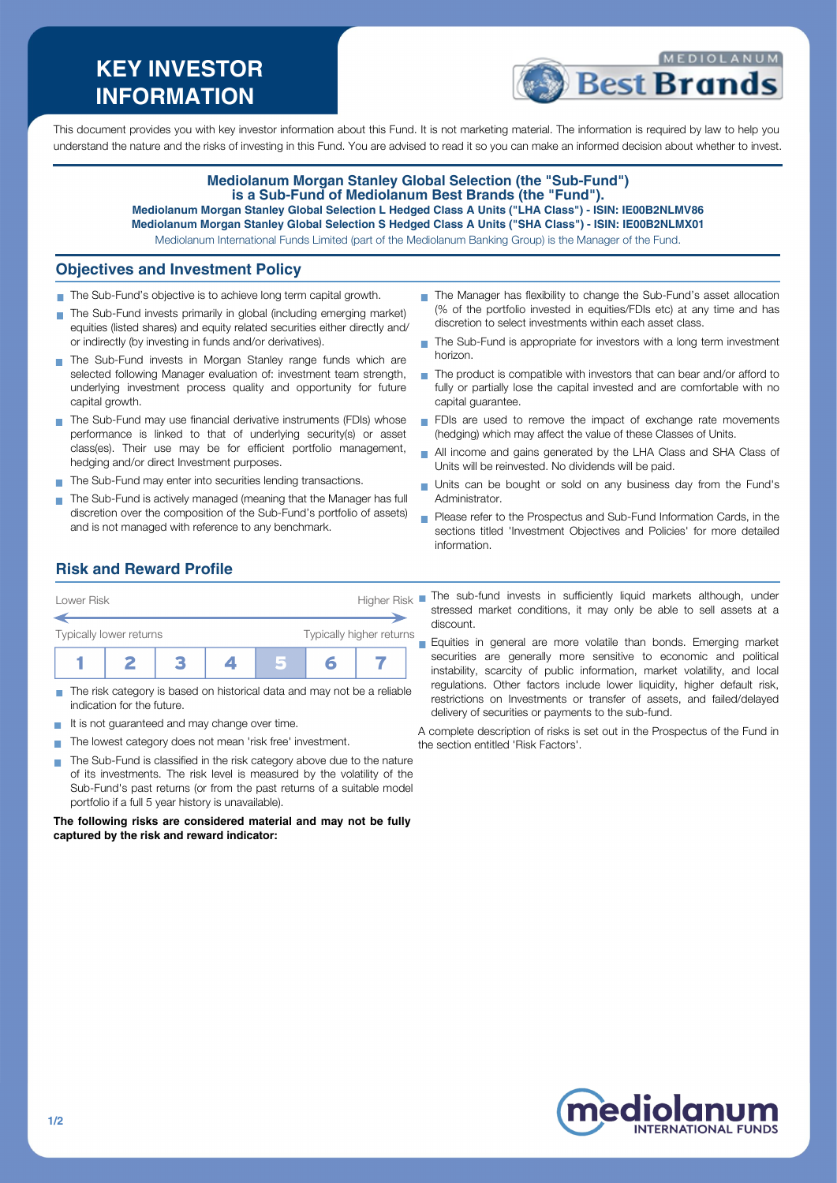# KEY INVESTOR INFORMATION

This document provides you with key investor information about this Fund. It is not marketing material. The information is required by law to help you understand the nature and the risks of investing in this Fund. You are advised to read it so you can make an informed decision about whether to invest.

**Mediolanum Morgan Stanley Global Selection (the "Sub-Fund") is a Sub-Fund of Mediolanum Best Brands (the "Fund").**

**Mediolanum Morgan Stanley Global Selection L Hedged Class A Units ("LHA Class") - ISIN: IE00B2NLMV86**

**Mediolanum Morgan Stanley Global Selection S Hedged Class A Units ("SHA Class") - ISIN: IE00B2NLMX01**

Mediolanum International Funds Limited (part of the Mediolanum Banking Group) is the Manager of the Fund.

## Objectives and Investment Policy

- The Sub-Fund's objective is to achieve long term capital growth.
- The Sub-Fund invests primarily in global (including emerging market) equities (listed shares) and equity related securities either directly and/or indirectly (by investing in funds and/or derivatives).
- The Sub-Fund invests in Morgan Stanley range funds which are selected following Manager evaluation of: investment team strength, underlying investment process quality and opportunity for future capital growth.
- The Sub-Fund may use financial derivative instruments (FDIs) whose performance is linked to that of underlying security(s) or asset class(es). Their use may be for efficient portfolio management, hedging and/or direct Investment purposes.
- The Sub-Fund may enter into securities lending transactions.
- The Sub-Fund is actively managed (meaning that the Manager has full discretion over the composition of the Sub-Fund's portfolio of assets) and is not managed with reference to any benchmark.
- The Manager has flexibility to change the Sub-Fund's asset allocation (% of the portfolio invested in equities/FDIs etc) at any time and has discretion to select investments within each asset class.
- The Sub-Fund is appropriate for investors with a long term investment horizon.
- The product is compatible with investors that can bear and/or afford to fully or partially lose the capital invested and are comfortable with no capital guarantee.
- FDIs are used to remove the impact of exchange rate movements (hedging) which may affect the value of these Classes of Units.
- All income and gains generated by the LHA Class and SHA Class of Units will be reinvested. No dividends will be paid.
- Units can be bought or sold on any business day from the Fund's Administrator.
- Please refer to the Prospectus and Sub-Fund Information Cards, in the sections titled 'Investment Objectives and Policies' for more detailed information.

## Risk and Reward Profile

Lower Risk — Higher Risk

Typically lower returns — Typically higher returns

| 1 | 2 | 3 | 4 | **5** | 6 | 7 |
|---|---|---|---|---|---|---|

- The risk category is based on historical data and may not be a reliable indication for the future.
- It is not guaranteed and may change over time.
- The lowest category does not mean 'risk free' investment.
- The Sub-Fund is classified in the risk category above due to the nature of its investments. The risk level is measured by the volatility of the Sub-Fund's past returns (or from the past returns of a suitable model portfolio if a full 5 year history is unavailable).

**The following risks are considered material and may not be fully captured by the risk and reward indicator:**

- The sub-fund invests in sufficiently liquid markets although, under stressed market conditions, it may only be able to sell assets at a discount.
- Equities in general are more volatile than bonds. Emerging market securities are generally more sensitive to economic and political instability, scarcity of public information, market volatility, and local regulations. Other factors include lower liquidity, higher default risk, restrictions on Investments or transfer of assets, and failed/delayed delivery of securities or payments to the sub-fund.

A complete description of risks is set out in the Prospectus of the Fund in the section entitled 'Risk Factors'.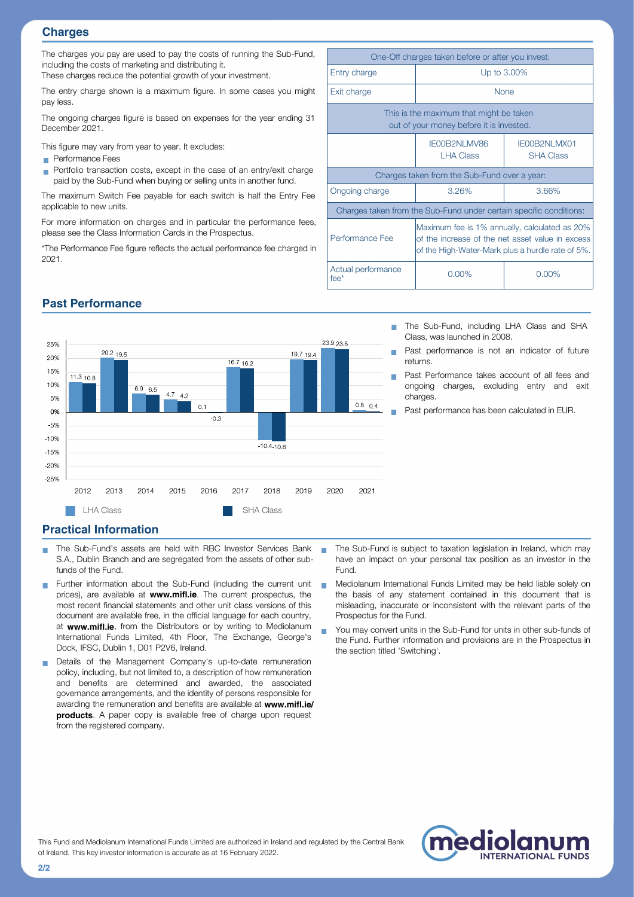## Charges

The charges you pay are used to pay the costs of running the Sub-Fund, including the costs of marketing and distributing it.
These charges reduce the potential growth of your investment.

The entry charge shown is a maximum figure. In some cases you might pay less.

The ongoing charges figure is based on expenses for the year ending 31 December 2021.

This figure may vary from year to year. It excludes:

- Performance Fees
- Portfolio transaction costs, except in the case of an entry/exit charge paid by the Sub-Fund when buying or selling units in another fund.

The maximum Switch Fee payable for each switch is half the Entry Fee applicable to new units.

For more information on charges and in particular the performance fees, please see the Class Information Cards in the Prospectus.

*The Performance Fee figure reflects the actual performance fee charged in 2021.

| One-Off charges taken before or after you invest: | | |
|---|---|---|
| Entry charge | Up to 3.00% | |
| Exit charge | None | |
| This is the maximum that might be taken out of your money before it is invested. | | |
| | IE00B2NLMV86 LHA Class | IE00B2NLMX01 SHA Class |
| Charges taken from the Sub-Fund over a year: | | |
| Ongoing charge | 3.26% | 3.66% |
| Charges taken from the Sub-Fund under certain specific conditions: | | |
| Performance Fee | Maximum fee is 1% annually, calculated as 20% of the increase of the net asset value in excess of the High-Water-Mark plus a hurdle rate of 5%. | |
| Actual performance fee* | 0.00% | 0.00% |

## Past Performance

25%
20%
15%
10%
5%
0%
-5%
-10%
-15%
-20%
-25%

2012: 11.3 10.8
2013: 20.2 19.5
2014: 6.9 6.5
2015: 4.7 4.2
2016: 0.1 -0.3
2017: 16.7 16.2
2018: -10.4 -10.8
2019: 19.7 19.4
2020: 23.9 23.5
2021: 0.8 0.4

LHA Class
SHA Class

- The Sub-Fund, including LHA Class and SHA Class, was launched in 2008.
- Past performance is not an indicator of future returns.
- Past Performance takes account of all fees and ongoing charges, excluding entry and exit charges.
- Past performance has been calculated in EUR.

## Practical Information

- The Sub-Fund's assets are held with RBC Investor Services Bank S.A., Dublin Branch and are segregated from the assets of other sub-funds of the Fund.
- Further information about the Sub-Fund (including the current unit prices), are available at **www.mifl.ie**. The current prospectus, the most recent financial statements and other unit class versions of this document are available free, in the official language for each country, at **www.mifl.ie**, from the Distributors or by writing to Mediolanum International Funds Limited, 4th Floor, The Exchange, George's Dock, IFSC, Dublin 1, D01 P2V6, Ireland.
- Details of the Management Company's up-to-date remuneration policy, including, but not limited to, a description of how remuneration and benefits are determined and awarded, the associated governance arrangements, and the identity of persons responsible for awarding the remuneration and benefits are available at **www.mifl.ie/products**. A paper copy is available free of charge upon request from the registered company.
- The Sub-Fund is subject to taxation legislation in Ireland, which may have an impact on your personal tax position as an investor in the Fund.
- Mediolanum International Funds Limited may be held liable solely on the basis of any statement contained in this document that is misleading, inaccurate or inconsistent with the relevant parts of the Prospectus for the Fund.
- You may convert units in the Sub-Fund for units in other sub-funds of the Fund. Further information and provisions are in the Prospectus in the section titled 'Switching'.

This Fund and Mediolanum International Funds Limited are authorized in Ireland and regulated by the Central Bank of Ireland. This key investor information is accurate as at 16 February 2022.